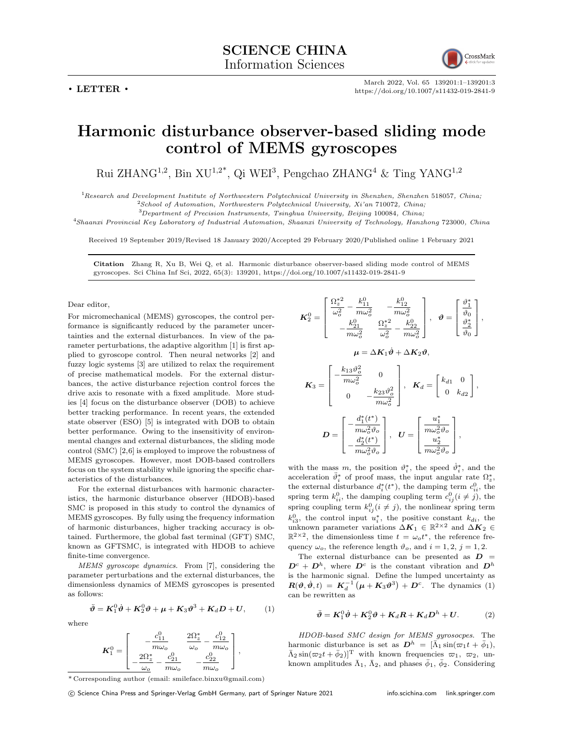**SCIENCE CHINA**
**Information Sciences**

**• LETTER •**

https://doi.org/10.1007/s11432-019-2841-9

# Harmonic disturbance observer-based sliding mode control of MEMS gyroscopes

Rui ZHANG[1,2], Bin XU[1,2*], Qi WEI[3], Pengchao ZHANG[4] & Ting YANG[1,2]

[1]*Research and Development Institute of Northwestern Polytechnical University in Shenzhen, Shenzhen 518057, China;*
[2]*School of Automation, Northwestern Polytechnical University, Xi'an 710072, China;*
[3]*Department of Precision Instruments, Tsinghua University, Beijing 100084, China;*
[4]*Shaanxi Provincial Key Laboratory of Industrial Automation, Shaanxi University of Technology, Hanzhong 723000, China*

Received 19 September 2019/Revised 18 January 2020/Accepted 29 February 2020/Published online 1 February 2021

**Citation** Zhang R, Xu B, Wei Q, et al. Harmonic disturbance observer-based sliding mode control of MEMS gyroscopes. Sci China Inf Sci, 2022, 65(3): 139201, https://doi.org/10.1007/s11432-019-2841-9

Dear editor,

For micromechanical (MEMS) gyroscopes, the control performance is significantly reduced by the parameter uncertainties and the external disturbances. In view of the parameter perturbations, the adaptive algorithm [1] is first applied to gyroscope control. Then neural networks [2] and fuzzy logic systems [3] are utilized to relax the requirement of precise mathematical models. For the external disturbances, the active disturbance rejection control forces the drive axis to resonate with a fixed amplitude. More studies [4] focus on the disturbance observer (DOB) to achieve better tracking performance. In recent years, the extended state observer (ESO) [5] is integrated with DOB to obtain better performance. Owing to the insensitivity of environmental changes and external disturbances, the sliding mode control (SMC) [2,6] is employed to improve the robustness of MEMS gyroscopes. However, most DOB-based controllers focus on the system stability while ignoring the specific characteristics of the disturbances.

For the external disturbances with harmonic characteristics, the harmonic disturbance observer (HDOB)-based SMC is proposed in this study to control the dynamics of MEMS gyroscopes. By fully using the frequency information of harmonic disturbances, higher tracking accuracy is obtained. Furthermore, the global fast terminal (GFT) SMC, known as GFTSMC, is integrated with HDOB to achieve finite-time convergence.

*MEMS gyroscope dynamics.* From [7], considering the parameter perturbations and the external disturbances, the dimensionless dynamics of MEMS gyroscopes is presented as follows:

$$\ddot{\boldsymbol{\vartheta}} = \boldsymbol{K}_1^0\dot{\boldsymbol{\vartheta}} + \boldsymbol{K}_2^0\boldsymbol{\vartheta} + \boldsymbol{\mu} + \boldsymbol{K}_3\boldsymbol{\vartheta}^3 + \boldsymbol{K}_d\boldsymbol{D} + \boldsymbol{U}, \tag{1}$$

where

$$\boldsymbol{K}_1^0 = \begin{bmatrix} -\dfrac{c_{11}^0}{m\omega_o} & \dfrac{2\Omega_z^*}{\omega_o} - \dfrac{c_{12}^0}{m\omega_o} \\ -\dfrac{2\Omega_z^*}{\omega_o} - \dfrac{c_{21}^0}{m\omega_o} & -\dfrac{c_{22}^0}{m\omega_o} \end{bmatrix},$$

$$\boldsymbol{K}_2^0 = \begin{bmatrix} \dfrac{\Omega_z^{*2}}{\omega_o^2} - \dfrac{k_{11}^0}{m\omega_o^2} & -\dfrac{k_{12}^0}{m\omega_o^2} \\ -\dfrac{k_{21}^0}{m\omega_o^2} & \dfrac{\Omega_z^{*2}}{\omega_o^2} - \dfrac{k_{22}^0}{m\omega_o^2} \end{bmatrix}, \quad \boldsymbol{\vartheta} = \begin{bmatrix} \dfrac{\vartheta_1^*}{\vartheta_0} \\ \dfrac{\vartheta_2^*}{\vartheta_0} \end{bmatrix},$$

$$\boldsymbol{\mu} = \Delta\boldsymbol{K}_1\dot{\boldsymbol{\vartheta}} + \Delta\boldsymbol{K}_2\boldsymbol{\vartheta},$$

$$\boldsymbol{K}_3 = \begin{bmatrix} -\dfrac{k_{13}\vartheta_o^2}{m\omega_o^2} & 0 \\ 0 & -\dfrac{k_{23}\vartheta_o^2}{m\omega_o^2} \end{bmatrix}, \quad \boldsymbol{K}_d = \begin{bmatrix} k_{d1} & 0 \\ 0 & k_{d2} \end{bmatrix},$$

$$\boldsymbol{D} = \begin{bmatrix} -\dfrac{d_1^*(t^*)}{m\omega_o^2\vartheta_o} \\ -\dfrac{d_2^*(t^*)}{m\omega_o^2\vartheta_o} \end{bmatrix}, \quad \boldsymbol{U} = \begin{bmatrix} \dfrac{u_1^*}{m\omega_o^2\vartheta_o} \\ \dfrac{u_2^*}{m\omega_o^2\vartheta_o} \end{bmatrix},$$

with the mass $m$, the position $\vartheta_i^*$, the speed $\dot{\vartheta}_i^*$, and the acceleration $\ddot{\vartheta}_i^*$ of proof mass, the input angular rate $\Omega_z^*$, the external disturbance $d_i^*(t^*)$, the damping term $c_{ii}^0$, the spring term $k_{ii}^0$, the damping coupling term $c_{ij}^0 (i \neq j)$, the spring coupling term $k_{ij}^0 (i \neq j)$, the nonlinear spring term $k_{i3}^0$, the control input $u_i^*$, the positive constant $k_{di}$, the unknown parameter variations $\Delta\boldsymbol{K}_1 \in \mathbb{R}^{2\times 2}$ and $\Delta\boldsymbol{K}_2 \in \mathbb{R}^{2\times 2}$, the dimensionless time $t = \omega_o t^*$, the reference frequency $\omega_o$, the reference length $\vartheta_o$, and $i = 1, 2$, $j = 1, 2$.

The external disturbance can be presented as $\boldsymbol{D} = \boldsymbol{D}^c + \boldsymbol{D}^h$, where $\boldsymbol{D}^c$ is the constant vibration and $\boldsymbol{D}^h$ is the harmonic signal. Define the lumped uncertainty as $\boldsymbol{R}(\boldsymbol{\vartheta}, \dot{\boldsymbol{\vartheta}}, t) = \boldsymbol{K}_d^{-1}(\boldsymbol{\mu} + \boldsymbol{K}_3\boldsymbol{\vartheta}^3) + \boldsymbol{D}^c$. The dynamics (1) can be rewritten as

$$\ddot{\boldsymbol{\vartheta}} = \boldsymbol{K}_1^0\dot{\boldsymbol{\vartheta}} + \boldsymbol{K}_2^0\boldsymbol{\vartheta} + \boldsymbol{K}_d\boldsymbol{R} + \boldsymbol{K}_d\boldsymbol{D}^h + \boldsymbol{U}. \tag{2}$$

*HDOB-based SMC design for MEMS gyrosocpes.* The harmonic disturbance is set as $\boldsymbol{D}^h = [\bar{\Lambda}_1 \sin(\varpi_1 t + \bar{\phi}_1), \bar{\Lambda}_2 \sin(\varpi_2 t + \bar{\phi}_2)]^{\mathrm{T}}$ with known frequencies $\varpi_1$, $\varpi_2$, unknown amplitudes $\bar{\Lambda}_1$, $\bar{\Lambda}_2$, and phases $\bar{\phi}_1$, $\bar{\phi}_2$. Considering

\* Corresponding author (email: smileface.binxu@gmail.com)

© Science China Press and Springer-Verlag GmbH Germany, part of Springer Nature 2021 info.scichina.com link.springer.com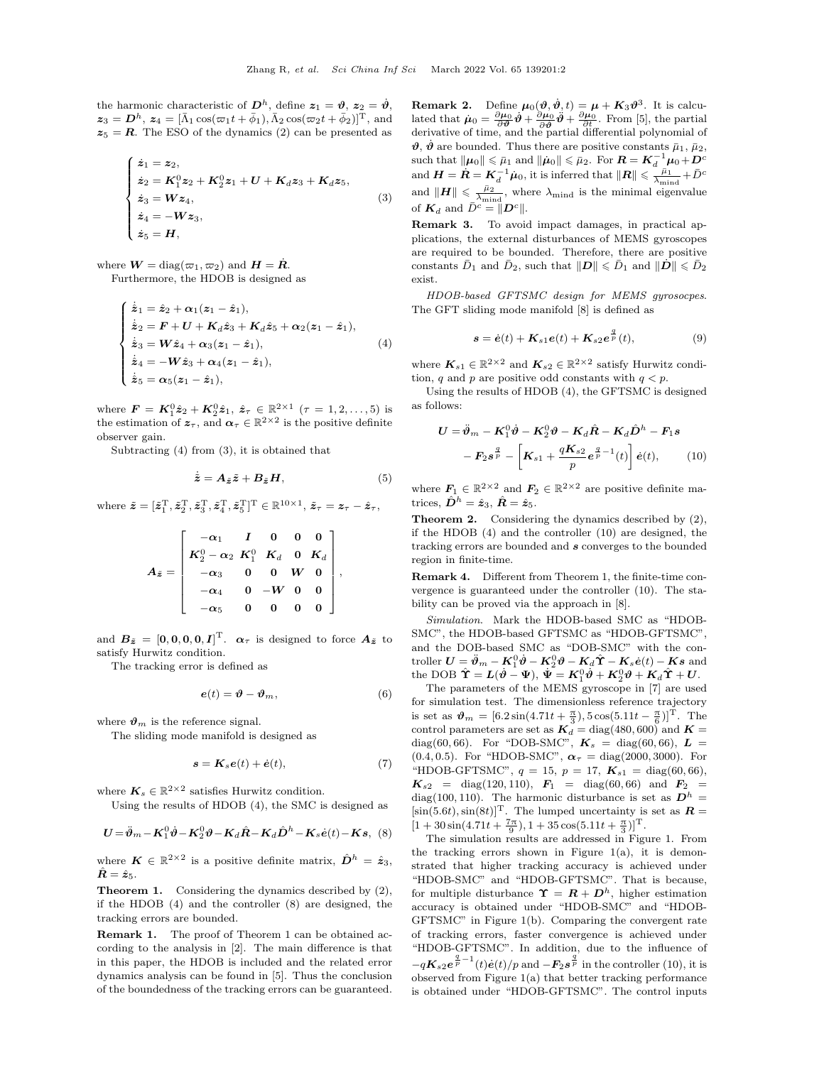the harmonic characteristic of $\boldsymbol{D}^h$, define $\boldsymbol{z}_1 = \boldsymbol{\vartheta}$, $\boldsymbol{z}_2 = \dot{\boldsymbol{\vartheta}}$, $\boldsymbol{z}_3 = \boldsymbol{D}^h$, $\boldsymbol{z}_4 = [\bar{\Lambda}_1 \cos(\varpi_1 t + \bar{\phi}_1), \bar{\Lambda}_2 \cos(\varpi_2 t + \bar{\phi}_2)]^{\mathrm{T}}$, and $\boldsymbol{z}_5 = \boldsymbol{R}$. The ESO of the dynamics (2) can be presented as

$$
\begin{cases}
\dot{\boldsymbol{z}}_1 = \boldsymbol{z}_2, \\
\dot{\boldsymbol{z}}_2 = \boldsymbol{K}_1^0 \boldsymbol{z}_2 + \boldsymbol{K}_2^0 \boldsymbol{z}_1 + \boldsymbol{U} + \boldsymbol{K}_d \boldsymbol{z}_3 + \boldsymbol{K}_d \boldsymbol{z}_5, \\
\dot{\boldsymbol{z}}_3 = \boldsymbol{W} \boldsymbol{z}_4, \\
\dot{\boldsymbol{z}}_4 = -\boldsymbol{W} \boldsymbol{z}_3, \\
\dot{\boldsymbol{z}}_5 = \boldsymbol{H},
\end{cases}
\tag{3}
$$

where $\boldsymbol{W} = \mathrm{diag}(\varpi_1, \varpi_2)$ and $\boldsymbol{H} = \dot{\boldsymbol{R}}$.

Furthermore, the HDOB is designed as

$$
\begin{cases}
\dot{\hat{\boldsymbol{z}}}_1 = \hat{\boldsymbol{z}}_2 + \boldsymbol{\alpha}_1 (\boldsymbol{z}_1 - \hat{\boldsymbol{z}}_1), \\
\dot{\hat{\boldsymbol{z}}}_2 = \boldsymbol{F} + \boldsymbol{U} + \boldsymbol{K}_d \hat{\boldsymbol{z}}_3 + \boldsymbol{K}_d \hat{\boldsymbol{z}}_5 + \boldsymbol{\alpha}_2 (\boldsymbol{z}_1 - \hat{\boldsymbol{z}}_1), \\
\dot{\hat{\boldsymbol{z}}}_3 = \boldsymbol{W} \hat{\boldsymbol{z}}_4 + \boldsymbol{\alpha}_3 (\boldsymbol{z}_1 - \hat{\boldsymbol{z}}_1), \\
\dot{\hat{\boldsymbol{z}}}_4 = -\boldsymbol{W} \hat{\boldsymbol{z}}_3 + \boldsymbol{\alpha}_4 (\boldsymbol{z}_1 - \hat{\boldsymbol{z}}_1), \\
\dot{\hat{\boldsymbol{z}}}_5 = \boldsymbol{\alpha}_5 (\boldsymbol{z}_1 - \hat{\boldsymbol{z}}_1),
\end{cases}
\tag{4}
$$

where $\boldsymbol{F} = \boldsymbol{K}_1^0 \hat{\boldsymbol{z}}_2 + \boldsymbol{K}_2^0 \hat{\boldsymbol{z}}_1$, $\hat{\boldsymbol{z}}_\tau \in \mathbb{R}^{2\times 1}$ $(\tau = 1, 2, \ldots, 5)$ is the estimation of $\boldsymbol{z}_\tau$, and $\boldsymbol{\alpha}_\tau \in \mathbb{R}^{2\times 2}$ is the positive definite observer gain.

Subtracting (4) from (3), it is obtained that

$$
\dot{\tilde{\boldsymbol{z}}} = \boldsymbol{A}_{\tilde{\boldsymbol{z}}} \tilde{\boldsymbol{z}} + \boldsymbol{B}_{\tilde{\boldsymbol{z}}} \boldsymbol{H},
\tag{5}
$$

where $\tilde{\boldsymbol{z}} = [\tilde{\boldsymbol{z}}_1^{\mathrm{T}}, \tilde{\boldsymbol{z}}_2^{\mathrm{T}}, \tilde{\boldsymbol{z}}_3^{\mathrm{T}}, \tilde{\boldsymbol{z}}_4^{\mathrm{T}}, \tilde{\boldsymbol{z}}_5^{\mathrm{T}}]^{\mathrm{T}} \in \mathbb{R}^{10\times 1}$, $\tilde{\boldsymbol{z}}_\tau = \boldsymbol{z}_\tau - \hat{\boldsymbol{z}}_\tau$,

$$
\boldsymbol{A}_{\tilde{\boldsymbol{z}}} = \begin{bmatrix}
-\boldsymbol{\alpha}_1 & \boldsymbol{I} & \boldsymbol{0} & \boldsymbol{0} & \boldsymbol{0} \\
\boldsymbol{K}_2^0 - \boldsymbol{\alpha}_2 & \boldsymbol{K}_1^0 & \boldsymbol{K}_d & \boldsymbol{0} & \boldsymbol{K}_d \\
-\boldsymbol{\alpha}_3 & \boldsymbol{0} & \boldsymbol{0} & \boldsymbol{W} & \boldsymbol{0} \\
-\boldsymbol{\alpha}_4 & \boldsymbol{0} & -\boldsymbol{W} & \boldsymbol{0} & \boldsymbol{0} \\
-\boldsymbol{\alpha}_5 & \boldsymbol{0} & \boldsymbol{0} & \boldsymbol{0} & \boldsymbol{0}
\end{bmatrix},
$$

and $\boldsymbol{B}_{\tilde{\boldsymbol{z}}} = [\boldsymbol{0}, \boldsymbol{0}, \boldsymbol{0}, \boldsymbol{0}, \boldsymbol{I}]^{\mathrm{T}}$. $\boldsymbol{\alpha}_\tau$ is designed to force $\boldsymbol{A}_{\tilde{\boldsymbol{z}}}$ to satisfy Hurwitz condition.

The tracking error is defined as

$$
\boldsymbol{e}(t) = \boldsymbol{\vartheta} - \boldsymbol{\vartheta}_m,
\tag{6}
$$

where $\boldsymbol{\vartheta}_m$ is the reference signal.

The sliding mode manifold is designed as

$$
\boldsymbol{s} = \boldsymbol{K}_s \boldsymbol{e}(t) + \dot{\boldsymbol{e}}(t),
\tag{7}
$$

where $\boldsymbol{K}_s \in \mathbb{R}^{2\times 2}$ satisfies Hurwitz condition.

Using the results of HDOB (4), the SMC is designed as

$$
\boldsymbol{U} = \ddot{\boldsymbol{\vartheta}}_m - \boldsymbol{K}_1^0 \dot{\boldsymbol{\vartheta}} - \boldsymbol{K}_2^0 \boldsymbol{\vartheta} - \boldsymbol{K}_d \hat{\boldsymbol{R}} - \boldsymbol{K}_d \hat{\boldsymbol{D}}^h - \boldsymbol{K}_s \dot{\boldsymbol{e}}(t) - \boldsymbol{K} \boldsymbol{s},
\tag{8}
$$

where $\boldsymbol{K} \in \mathbb{R}^{2\times 2}$ is a positive definite matrix, $\hat{\boldsymbol{D}}^h = \hat{\boldsymbol{z}}_3$, $\hat{\boldsymbol{R}} = \hat{\boldsymbol{z}}_5$.

**Theorem 1.** Considering the dynamics described by (2), if the HDOB (4) and the controller (8) are designed, the tracking errors are bounded.

**Remark 1.** The proof of Theorem 1 can be obtained according to the analysis in [2]. The main difference is that in this paper, the HDOB is included and the related error dynamics analysis can be found in [5]. Thus the conclusion of the boundedness of the tracking errors can be guaranteed.

**Remark 2.** Define $\boldsymbol{\mu}_0(\boldsymbol{\vartheta}, \dot{\boldsymbol{\vartheta}}, t) = \boldsymbol{\mu} + \boldsymbol{K}_3 \boldsymbol{\vartheta}^3$. It is calculated that $\dot{\boldsymbol{\mu}}_0 = \frac{\partial \boldsymbol{\mu}_0}{\partial \boldsymbol{\vartheta}} \dot{\boldsymbol{\vartheta}} + \frac{\partial \boldsymbol{\mu}_0}{\partial \dot{\boldsymbol{\vartheta}}} \ddot{\boldsymbol{\vartheta}} + \frac{\partial \boldsymbol{\mu}_0}{\partial t}$. From [5], the partial derivative of time, and the partial differential polynomial of $\boldsymbol{\vartheta}$, $\dot{\boldsymbol{\vartheta}}$ are bounded. Thus there are positive constants $\bar{\mu}_1$, $\bar{\mu}_2$, such that $\|\boldsymbol{\mu}_0\| \leqslant \bar{\mu}_1$ and $\|\dot{\boldsymbol{\mu}}_0\| \leqslant \bar{\mu}_2$. For $\boldsymbol{R} = \boldsymbol{K}_d^{-1} \boldsymbol{\mu}_0 + \boldsymbol{D}^c$ and $\boldsymbol{H} = \dot{\boldsymbol{R}} = \boldsymbol{K}_d^{-1} \dot{\boldsymbol{\mu}}_0$, it is inferred that $\|\boldsymbol{R}\| \leqslant \frac{\bar{\mu}_1}{\lambda_{\mathrm{mind}}} + \bar{D}^c$ and $\|\boldsymbol{H}\| \leqslant \frac{\bar{\mu}_2}{\lambda_{\mathrm{mind}}}$, where $\lambda_{\mathrm{mind}}$ is the minimal eigenvalue of $\boldsymbol{K}_d$ and $\bar{D}^c = \|\boldsymbol{D}^c\|$.

**Remark 3.** To avoid impact damages, in practical applications, the external disturbances of MEMS gyroscopes are required to be bounded. Therefore, there are positive constants $\bar{D}_1$ and $\bar{D}_2$, such that $\|\boldsymbol{D}\| \leqslant \bar{D}_1$ and $\|\dot{\boldsymbol{D}}\| \leqslant \bar{D}_2$ exist.

*HDOB-based GFTSMC design for MEMS gyrosocpes.* The GFT sliding mode manifold [8] is defined as

$$
\boldsymbol{s} = \dot{\boldsymbol{e}}(t) + \boldsymbol{K}_{s1} \boldsymbol{e}(t) + \boldsymbol{K}_{s2} \boldsymbol{e}^{\frac{q}{p}}(t),
\tag{9}
$$

where $\boldsymbol{K}_{s1} \in \mathbb{R}^{2\times 2}$ and $\boldsymbol{K}_{s2} \in \mathbb{R}^{2\times 2}$ satisfy Hurwitz condition, $q$ and $p$ are positive odd constants with $q < p$.

Using the results of HDOB (4), the GFTSMC is designed as follows:

$$
\begin{aligned}
\boldsymbol{U} = {} & \ddot{\boldsymbol{\vartheta}}_m - \boldsymbol{K}_1^0 \dot{\boldsymbol{\vartheta}} - \boldsymbol{K}_2^0 \boldsymbol{\vartheta} - \boldsymbol{K}_d \hat{\boldsymbol{R}} - \boldsymbol{K}_d \hat{\boldsymbol{D}}^h - \boldsymbol{F}_1 \boldsymbol{s} \\
& - \boldsymbol{F}_2 \boldsymbol{s}^{\frac{q}{p}} - \left[ \boldsymbol{K}_{s1} + \frac{q \boldsymbol{K}_{s2}}{p} \boldsymbol{e}^{\frac{q}{p}-1}(t) \right] \dot{\boldsymbol{e}}(t),
\end{aligned}
\tag{10}
$$

where $\boldsymbol{F}_1 \in \mathbb{R}^{2\times 2}$ and $\boldsymbol{F}_2 \in \mathbb{R}^{2\times 2}$ are positive definite matrices, $\hat{\boldsymbol{D}}^h = \hat{\boldsymbol{z}}_3$, $\hat{\boldsymbol{R}} = \hat{\boldsymbol{z}}_5$.

**Theorem 2.** Considering the dynamics described by (2), if the HDOB (4) and the controller (10) are designed, the tracking errors are bounded and $\boldsymbol{s}$ converges to the bounded region in finite-time.

**Remark 4.** Different from Theorem 1, the finite-time convergence is guaranteed under the controller (10). The stability can be proved via the approach in [8].

*Simulation.* Mark the HDOB-based SMC as "HDOB-SMC", the HDOB-based GFTSMC as "HDOB-GFTSMC", and the DOB-based SMC as "DOB-SMC" with the controller $\boldsymbol{U} = \dot{\boldsymbol{\vartheta}}_m - \boldsymbol{K}_1^0 \dot{\boldsymbol{\vartheta}} - \boldsymbol{K}_2^0 \boldsymbol{\vartheta} - \boldsymbol{K}_d \hat{\boldsymbol{\Upsilon}} - \boldsymbol{K}_s \dot{\boldsymbol{e}}(t) - \boldsymbol{K} \boldsymbol{s}$ and the DOB $\hat{\boldsymbol{\Upsilon}} = \boldsymbol{L}(\dot{\boldsymbol{\vartheta}} - \boldsymbol{\Psi})$, $\dot{\boldsymbol{\Psi}} = \boldsymbol{K}_1^0 \dot{\boldsymbol{\vartheta}} + \boldsymbol{K}_2^0 \boldsymbol{\vartheta} + \boldsymbol{K}_d \hat{\boldsymbol{\Upsilon}} + \boldsymbol{U}$.

The parameters of the MEMS gyroscope in [7] are used for simulation test. The dimensionless reference trajectory is set as $\boldsymbol{\vartheta}_m = [6.2 \sin(4.71t + \frac{\pi}{3}), 5 \cos(5.11t - \frac{\pi}{6})]^{\mathrm{T}}$. The control parameters are set as $\boldsymbol{K}_d = \mathrm{diag}(480, 600)$ and $\boldsymbol{K} = \mathrm{diag}(60, 66)$. For "DOB-SMC", $\boldsymbol{K}_s = \mathrm{diag}(60, 66)$, $\boldsymbol{L} = (0.4, 0.5)$. For "HDOB-SMC", $\boldsymbol{\alpha}_\tau = \mathrm{diag}(2000, 3000)$. For "HDOB-GFTSMC", $q = 15$, $p = 17$, $\boldsymbol{K}_{s1} = \mathrm{diag}(60, 66)$, $\boldsymbol{K}_{s2} = \mathrm{diag}(120, 110)$, $\boldsymbol{F}_1 = \mathrm{diag}(60, 66)$ and $\boldsymbol{F}_2 = \mathrm{diag}(100, 110)$. The harmonic disturbance is set as $\boldsymbol{D}^h = [\sin(5.6t), \sin(8t)]^{\mathrm{T}}$. The lumped uncertainty is set as $\boldsymbol{R} = [1 + 30 \sin(4.71t + \frac{7\pi}{9}), 1 + 35 \cos(5.11t + \frac{\pi}{3})]^{\mathrm{T}}$.

The simulation results are addressed in Figure 1. From the tracking errors shown in Figure 1(a), it is demonstrated that higher tracking accuracy is achieved under "HDOB-SMC" and "HDOB-GFTSMC". That is because, for multiple disturbance $\boldsymbol{\Upsilon} = \boldsymbol{R} + \boldsymbol{D}^h$, higher estimation accuracy is obtained under "HDOB-SMC" and "HDOB-GFTSMC" in Figure 1(b). Comparing the convergent rate of tracking errors, faster convergence is achieved under "HDOB-GFTSMC". In addition, due to the influence of $-q \boldsymbol{K}_{s2} \boldsymbol{e}^{\frac{q}{p}-1}(t) \dot{\boldsymbol{e}}(t)/p$ and $-\boldsymbol{F}_2 \boldsymbol{s}^{\frac{q}{p}}$ in the controller (10), it is observed from Figure 1(a) that better tracking performance is obtained under "HDOB-GFTSMC". The control inputs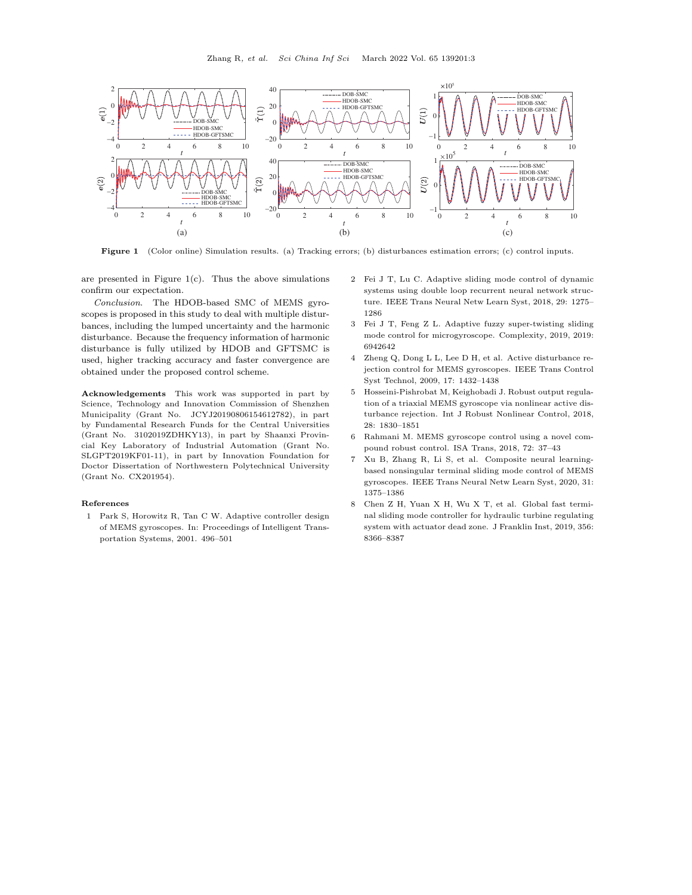e(1)
2
0
−2
−4
0 2 4 6 8 10
t
DOB-SMC
HDOB-SMC
HDOB-GFTSMC

e(2)
2
0
−2
−4
0 2 4 6 8 10
t
DOB-SMC
HDOB-SMC
HDOB-GFTSMC

(a)

$\tilde{\Upsilon}(1)$
40
20
0
−20
0 2 4 6 8 10
t
DOB-SMC
HDOB-SMC
HDOB-GFTSMC

$\tilde{\Upsilon}(2)$
40
20
0
−20
0 2 4 6 8 10
t
DOB-SMC
HDOB-SMC
HDOB-GFTSMC

(b)

$\times 10^5$
U(1)
1
0
−1
0 2 4 6 8 10
t
DOB-SMC
HDOB-SMC
HDOB-GFTSMC

$\times 10^5$
U(2)
1
0
−1
0 2 4 6 8 10
t
DOB-SMC
HDOB-SMC
HDOB-GFTSMC

(c)

**Figure 1** (Color online) Simulation results. (a) Tracking errors; (b) disturbances estimation errors; (c) control inputs.

are presented in Figure 1(c). Thus the above simulations confirm our expectation.

*Conclusion.* The HDOB-based SMC of MEMS gyroscopes is proposed in this study to deal with multiple disturbances, including the lumped uncertainty and the harmonic disturbance. Because the frequency information of harmonic disturbance is fully utilized by HDOB and GFTSMC is used, higher tracking accuracy and faster convergence are obtained under the proposed control scheme.

**Acknowledgements** This work was supported in part by Science, Technology and Innovation Commission of Shenzhen Municipality (Grant No. JCYJ20190806154612782), in part by Fundamental Research Funds for the Central Universities (Grant No. 3102019ZDHKY13), in part by Shaanxi Provincial Key Laboratory of Industrial Automation (Grant No. SLGPT2019KF01-11), in part by Innovation Foundation for Doctor Dissertation of Northwestern Polytechnical University (Grant No. CX201954).

**References**

1 Park S, Horowitz R, Tan C W. Adaptive controller design of MEMS gyroscopes. In: Proceedings of Intelligent Transportation Systems, 2001. 496–501

2 Fei J T, Lu C. Adaptive sliding mode control of dynamic systems using double loop recurrent neural network structure. IEEE Trans Neural Netw Learn Syst, 2018, 29: 1275–1286

3 Fei J T, Feng Z L. Adaptive fuzzy super-twisting sliding mode control for microgyroscope. Complexity, 2019, 2019: 6942642

4 Zheng Q, Dong L L, Lee D H, et al. Active disturbance rejection control for MEMS gyroscopes. IEEE Trans Control Syst Technol, 2009, 17: 1432–1438

5 Hosseini-Pishrobat M, Keighobadi J. Robust output regulation of a triaxial MEMS gyroscope via nonlinear active disturbance rejection. Int J Robust Nonlinear Control, 2018, 28: 1830–1851

6 Rahmani M. MEMS gyroscope control using a novel compound robust control. ISA Trans, 2018, 72: 37–43

7 Xu B, Zhang R, Li S, et al. Composite neural learning-based nonsingular terminal sliding mode control of MEMS gyroscopes. IEEE Trans Neural Netw Learn Syst, 2020, 31: 1375–1386

8 Chen Z H, Yuan X H, Wu X T, et al. Global fast terminal sliding mode controller for hydraulic turbine regulating system with actuator dead zone. J Franklin Inst, 2019, 356: 8366–8387